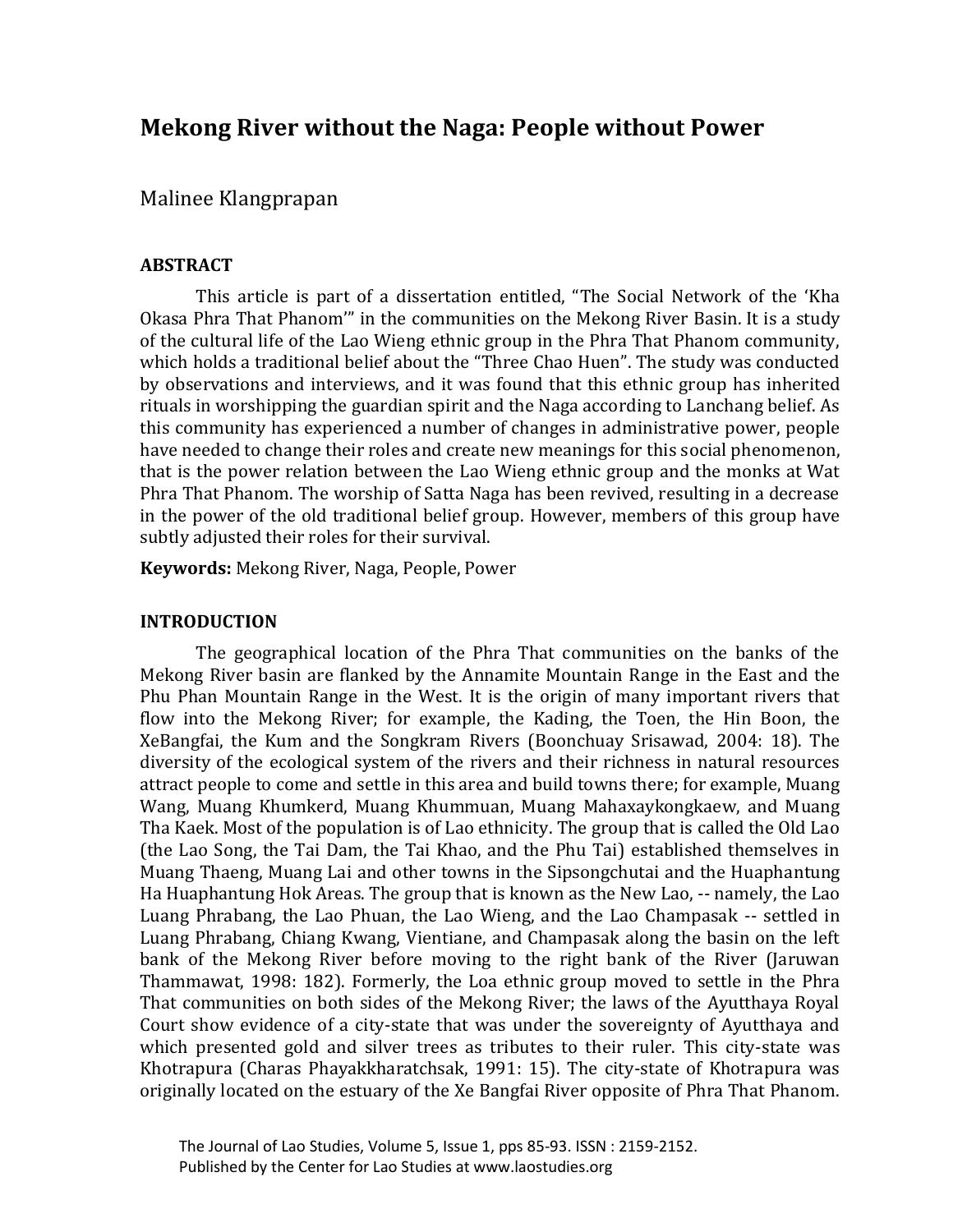# Mekong River without the Naga: People without Power

Malinee Klangprapan

## ABSTRACT

This article is part of a dissertation entitled, "The Social Network of the 'Kha Okasa Phra That Phanom'" in the communities on the Mekong River Basin. It is a study of the cultural life of the Lao Wieng ethnic group in the Phra That Phanom community, which holds a traditional belief about the "Three Chao Huen". The study was conducted by observations and interviews, and it was found that this ethnic group has inherited rituals in worshipping the guardian spirit and the Naga according to Lanchang belief. As this community has experienced a number of changes in administrative power, people have needed to change their roles and create new meanings for this social phenomenon, that is the power relation between the Lao Wieng ethnic group and the monks at Wat Phra That Phanom. The worship of Satta Naga has been revived, resulting in a decrease in the power of the old traditional belief group. However, members of this group have subtly adjusted their roles for their survival.

**Keywords:** Mekong River, Naga, People, Power

## INTRODUCTION

The geographical location of the Phra That communities on the banks of the Mekong River basin are flanked by the Annamite Mountain Range in the East and the Phu Phan Mountain Range in the West. It is the origin of many important rivers that flow into the Mekong River; for example, the Kading, the Toen, the Hin Boon, the XeBangfai, the Kum and the Songkram Rivers (Boonchuay Srisawad, 2004: 18). The diversity of the ecological system of the rivers and their richness in natural resources attract people to come and settle in this area and build towns there; for example, Muang Wang, Muang Khumkerd, Muang Khummuan, Muang Mahaxaykongkaew, and Muang Tha Kaek. Most of the population is of Lao ethnicity. The group that is called the Old Lao (the Lao Song, the Tai Dam, the Tai Khao, and the Phu Tai) established themselves in Muang Thaeng, Muang Lai and other towns in the Sipsongchutai and the Huaphantung Ha Huaphantung Hok Areas. The group that is known as the New Lao, -- namely, the Lao Luang Phrabang, the Lao Phuan, the Lao Wieng, and the Lao Champasak -- settled in Luang Phrabang, Chiang Kwang, Vientiane, and Champasak along the basin on the left bank of the Mekong River before moving to the right bank of the River (Jaruwan Thammawat, 1998: 182). Formerly, the Loa ethnic group moved to settle in the Phra That communities on both sides of the Mekong River; the laws of the Ayutthaya Royal Court show evidence of a city-state that was under the sovereignty of Ayutthaya and which presented gold and silver trees as tributes to their ruler. This city-state was Khotrapura (Charas Phayakkharatchsak, 1991: 15). The city-state of Khotrapura was originally located on the estuary of the Xe Bangfai River opposite of Phra That Phanom.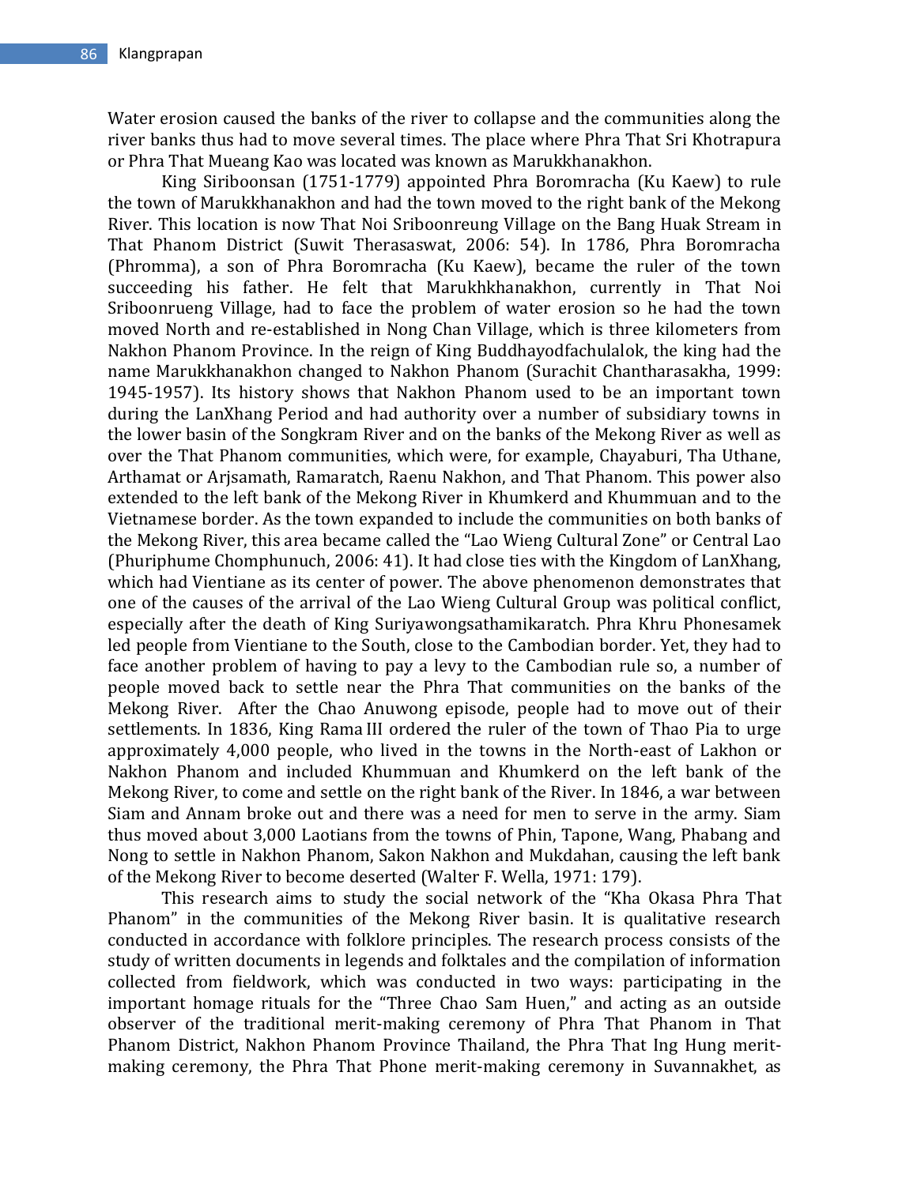Water erosion caused the banks of the river to collapse and the communities along the river banks thus had to move several times. The place where Phra That Sri Khotrapura or Phra That Mueang Kao was located was known as Marukkhanakhon.

King Siriboonsan (1751-1779) appointed Phra Boromracha (Ku Kaew) to rule the town of Marukkhanakhon and had the town moved to the right bank of the Mekong River. This location is now That Noi Sriboonreung Village on the Bang Huak Stream in That Phanom District (Suwit Therasaswat, 2006: 54). In 1786, Phra Boromracha (Phromma), a son of Phra Boromracha (Ku Kaew), became the ruler of the town succeeding his father. He felt that Marukhkhanakhon, currently in That Noi Sriboonrueng Village, had to face the problem of water erosion so he had the town moved North and re-established in Nong Chan Village, which is three kilometers from Nakhon Phanom Province. In the reign of King Buddhayodfachulalok, the king had the name Marukkhanakhon changed to Nakhon Phanom (Surachit Chantharasakha, 1999: 1945-1957). Its history shows that Nakhon Phanom used to be an important town during the LanXhang Period and had authority over a number of subsidiary towns in the lower basin of the Songkram River and on the banks of the Mekong River as well as over the That Phanom communities, which were, for example, Chayaburi, Tha Uthane, Arthamat or Arjsamath, Ramaratch, Raenu Nakhon, and That Phanom. This power also extended to the left bank of the Mekong River in Khumkerd and Khummuan and to the Vietnamese border. As the town expanded to include the communities on both banks of the Mekong River, this area became called the "Lao Wieng Cultural Zone" or Central Lao (Phuriphume Chomphunuch, 2006: 41). It had close ties with the Kingdom of LanXhang, which had Vientiane as its center of power. The above phenomenon demonstrates that one of the causes of the arrival of the Lao Wieng Cultural Group was political conflict, especially after the death of King Suriyawongsathamikaratch. Phra Khru Phonesamek led people from Vientiane to the South, close to the Cambodian border. Yet, they had to face another problem of having to pay a levy to the Cambodian rule so, a number of people moved back to settle near the Phra That communities on the banks of the Mekong River. After the Chao Anuwong episode, people had to move out of their settlements. In 1836, King Rama III ordered the ruler of the town of Thao Pia to urge approximately 4,000 people, who lived in the towns in the North-east of Lakhon or Nakhon Phanom and included Khummuan and Khumkerd on the left bank of the Mekong River, to come and settle on the right bank of the River. In 1846, a war between Siam and Annam broke out and there was a need for men to serve in the army. Siam thus moved about 3,000 Laotians from the towns of Phin, Tapone, Wang, Phabang and Nong to settle in Nakhon Phanom, Sakon Nakhon and Mukdahan, causing the left bank of the Mekong River to become deserted (Walter F. Wella, 1971: 179).

This research aims to study the social network of the "Kha Okasa Phra That Phanom" in the communities of the Mekong River basin. It is qualitative research conducted in accordance with folklore principles. The research process consists of the study of written documents in legends and folktales and the compilation of information collected from fieldwork, which was conducted in two ways: participating in the important homage rituals for the "Three Chao Sam Huen," and acting as an outside observer of the traditional merit-making ceremony of Phra That Phanom in That Phanom District, Nakhon Phanom Province Thailand, the Phra That Ing Hung merit-making ceremony, the Phra That Phone merit-making ceremony in Suvannakhet, as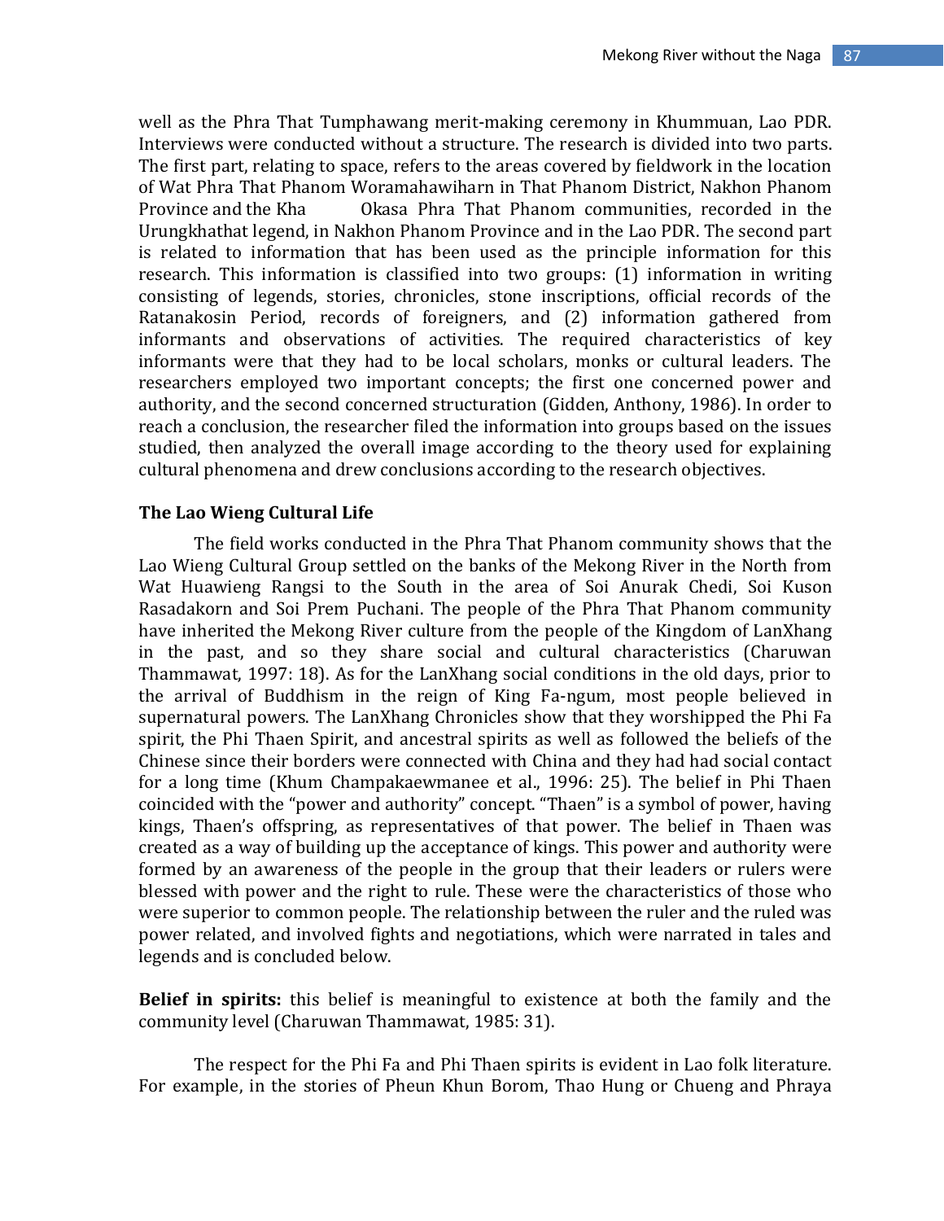well as the Phra That Tumphawang merit-making ceremony in Khummuan, Lao PDR. Interviews were conducted without a structure. The research is divided into two parts. The first part, relating to space, refers to the areas covered by fieldwork in the location of Wat Phra That Phanom Woramahawiharn in That Phanom District, Nakhon Phanom Province and the Kha Okasa Phra That Phanom communities, recorded in the Urungkhathat legend, in Nakhon Phanom Province and in the Lao PDR. The second part is related to information that has been used as the principle information for this research. This information is classified into two groups: (1) information in writing consisting of legends, stories, chronicles, stone inscriptions, official records of the Ratanakosin Period, records of foreigners, and (2) information gathered from informants and observations of activities. The required characteristics of key informants were that they had to be local scholars, monks or cultural leaders. The researchers employed two important concepts; the first one concerned power and authority, and the second concerned structuration (Gidden, Anthony, 1986). In order to reach a conclusion, the researcher filed the information into groups based on the issues studied, then analyzed the overall image according to the theory used for explaining cultural phenomena and drew conclusions according to the research objectives.

### The Lao Wieng Cultural Life

The field works conducted in the Phra That Phanom community shows that the Lao Wieng Cultural Group settled on the banks of the Mekong River in the North from Wat Huawieng Rangsi to the South in the area of Soi Anurak Chedi, Soi Kuson Rasadakorn and Soi Prem Puchani. The people of the Phra That Phanom community have inherited the Mekong River culture from the people of the Kingdom of LanXhang in the past, and so they share social and cultural characteristics (Charuwan Thammawat, 1997: 18). As for the LanXhang social conditions in the old days, prior to the arrival of Buddhism in the reign of King Fa-ngum, most people believed in supernatural powers. The LanXhang Chronicles show that they worshipped the Phi Fa spirit, the Phi Thaen Spirit, and ancestral spirits as well as followed the beliefs of the Chinese since their borders were connected with China and they had had social contact for a long time (Khum Champakaewmanee et al., 1996: 25). The belief in Phi Thaen coincided with the "power and authority" concept. "Thaen" is a symbol of power, having kings, Thaen's offspring, as representatives of that power. The belief in Thaen was created as a way of building up the acceptance of kings. This power and authority were formed by an awareness of the people in the group that their leaders or rulers were blessed with power and the right to rule. These were the characteristics of those who were superior to common people. The relationship between the ruler and the ruled was power related, and involved fights and negotiations, which were narrated in tales and legends and is concluded below.

**Belief in spirits:** this belief is meaningful to existence at both the family and the community level (Charuwan Thammawat, 1985: 31).

The respect for the Phi Fa and Phi Thaen spirits is evident in Lao folk literature. For example, in the stories of Pheun Khun Borom, Thao Hung or Chueng and Phraya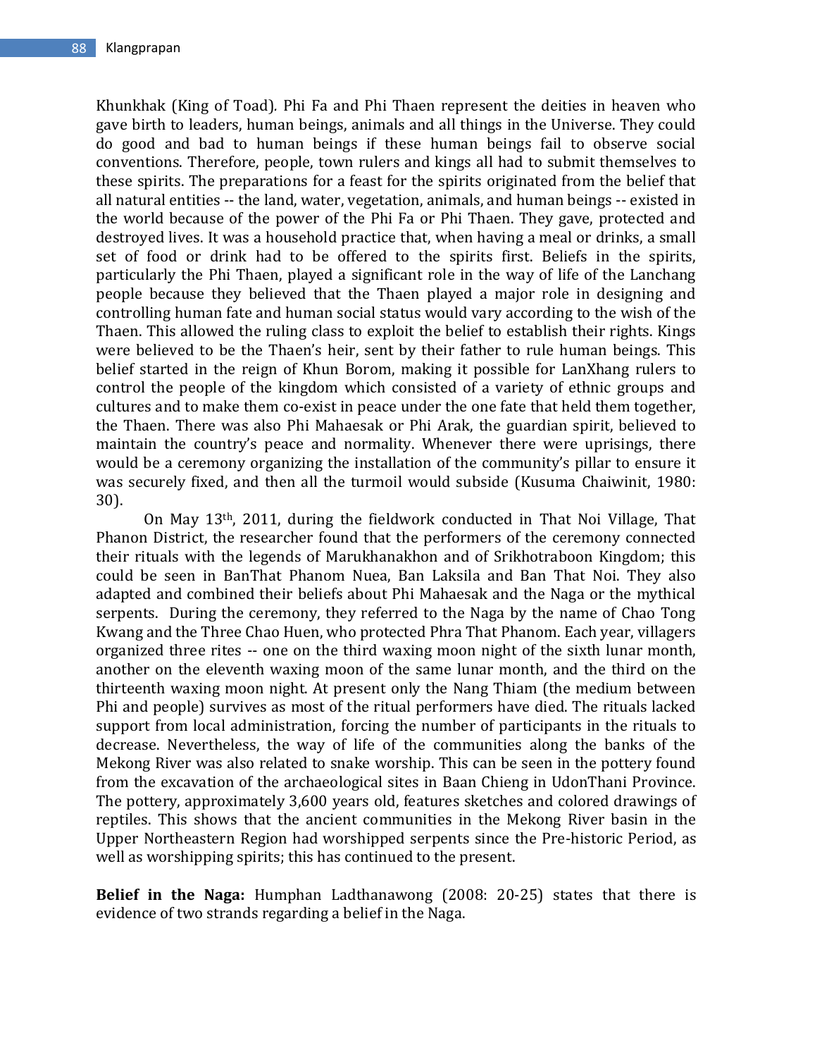Khunkhak (King of Toad). Phi Fa and Phi Thaen represent the deities in heaven who gave birth to leaders, human beings, animals and all things in the Universe. They could do good and bad to human beings if these human beings fail to observe social conventions. Therefore, people, town rulers and kings all had to submit themselves to these spirits. The preparations for a feast for the spirits originated from the belief that all natural entities -- the land, water, vegetation, animals, and human beings -- existed in the world because of the power of the Phi Fa or Phi Thaen. They gave, protected and destroyed lives. It was a household practice that, when having a meal or drinks, a small set of food or drink had to be offered to the spirits first. Beliefs in the spirits, particularly the Phi Thaen, played a significant role in the way of life of the Lanchang people because they believed that the Thaen played a major role in designing and controlling human fate and human social status would vary according to the wish of the Thaen. This allowed the ruling class to exploit the belief to establish their rights. Kings were believed to be the Thaen's heir, sent by their father to rule human beings. This belief started in the reign of Khun Borom, making it possible for LanXhang rulers to control the people of the kingdom which consisted of a variety of ethnic groups and cultures and to make them co-exist in peace under the one fate that held them together, the Thaen. There was also Phi Mahaesak or Phi Arak, the guardian spirit, believed to maintain the country's peace and normality. Whenever there were uprisings, there would be a ceremony organizing the installation of the community's pillar to ensure it was securely fixed, and then all the turmoil would subside (Kusuma Chaiwinit, 1980: 30).

On May 13th, 2011, during the fieldwork conducted in That Noi Village, That Phanon District, the researcher found that the performers of the ceremony connected their rituals with the legends of Marukhanakhon and of Srikhotraboon Kingdom; this could be seen in BanThat Phanom Nuea, Ban Laksila and Ban That Noi. They also adapted and combined their beliefs about Phi Mahaesak and the Naga or the mythical serpents. During the ceremony, they referred to the Naga by the name of Chao Tong Kwang and the Three Chao Huen, who protected Phra That Phanom. Each year, villagers organized three rites -- one on the third waxing moon night of the sixth lunar month, another on the eleventh waxing moon of the same lunar month, and the third on the thirteenth waxing moon night. At present only the Nang Thiam (the medium between Phi and people) survives as most of the ritual performers have died. The rituals lacked support from local administration, forcing the number of participants in the rituals to decrease. Nevertheless, the way of life of the communities along the banks of the Mekong River was also related to snake worship. This can be seen in the pottery found from the excavation of the archaeological sites in Baan Chieng in UdonThani Province. The pottery, approximately 3,600 years old, features sketches and colored drawings of reptiles. This shows that the ancient communities in the Mekong River basin in the Upper Northeastern Region had worshipped serpents since the Pre-historic Period, as well as worshipping spirits; this has continued to the present.

**Belief in the Naga:** Humphan Ladthanawong (2008: 20-25) states that there is evidence of two strands regarding a belief in the Naga.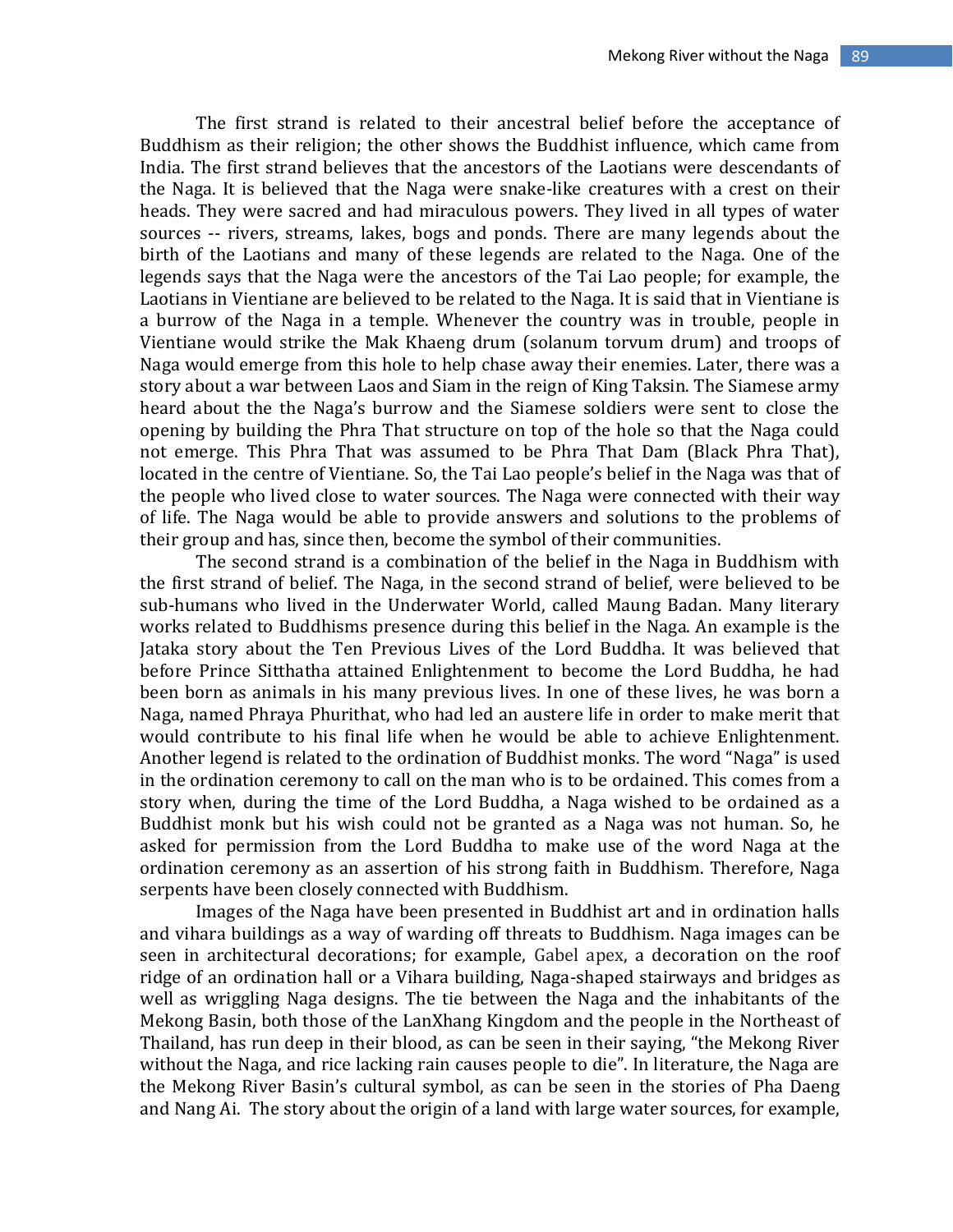The first strand is related to their ancestral belief before the acceptance of Buddhism as their religion; the other shows the Buddhist influence, which came from India. The first strand believes that the ancestors of the Laotians were descendants of the Naga. It is believed that the Naga were snake-like creatures with a crest on their heads. They were sacred and had miraculous powers. They lived in all types of water sources -- rivers, streams, lakes, bogs and ponds. There are many legends about the birth of the Laotians and many of these legends are related to the Naga. One of the legends says that the Naga were the ancestors of the Tai Lao people; for example, the Laotians in Vientiane are believed to be related to the Naga. It is said that in Vientiane is a burrow of the Naga in a temple. Whenever the country was in trouble, people in Vientiane would strike the Mak Khaeng drum (solanum torvum drum) and troops of Naga would emerge from this hole to help chase away their enemies. Later, there was a story about a war between Laos and Siam in the reign of King Taksin. The Siamese army heard about the the Naga's burrow and the Siamese soldiers were sent to close the opening by building the Phra That structure on top of the hole so that the Naga could not emerge. This Phra That was assumed to be Phra That Dam (Black Phra That), located in the centre of Vientiane. So, the Tai Lao people's belief in the Naga was that of the people who lived close to water sources. The Naga were connected with their way of life. The Naga would be able to provide answers and solutions to the problems of their group and has, since then, become the symbol of their communities.

The second strand is a combination of the belief in the Naga in Buddhism with the first strand of belief. The Naga, in the second strand of belief, were believed to be sub-humans who lived in the Underwater World, called Maung Badan. Many literary works related to Buddhisms presence during this belief in the Naga. An example is the Jataka story about the Ten Previous Lives of the Lord Buddha. It was believed that before Prince Sitthatha attained Enlightenment to become the Lord Buddha, he had been born as animals in his many previous lives. In one of these lives, he was born a Naga, named Phraya Phurithat, who had led an austere life in order to make merit that would contribute to his final life when he would be able to achieve Enlightenment. Another legend is related to the ordination of Buddhist monks. The word "Naga" is used in the ordination ceremony to call on the man who is to be ordained. This comes from a story when, during the time of the Lord Buddha, a Naga wished to be ordained as a Buddhist monk but his wish could not be granted as a Naga was not human. So, he asked for permission from the Lord Buddha to make use of the word Naga at the ordination ceremony as an assertion of his strong faith in Buddhism. Therefore, Naga serpents have been closely connected with Buddhism.

Images of the Naga have been presented in Buddhist art and in ordination halls and vihara buildings as a way of warding off threats to Buddhism. Naga images can be seen in architectural decorations; for example, Gabel apex, a decoration on the roof ridge of an ordination hall or a Vihara building, Naga-shaped stairways and bridges as well as wriggling Naga designs. The tie between the Naga and the inhabitants of the Mekong Basin, both those of the LanXhang Kingdom and the people in the Northeast of Thailand, has run deep in their blood, as can be seen in their saying, "the Mekong River without the Naga, and rice lacking rain causes people to die". In literature, the Naga are the Mekong River Basin's cultural symbol, as can be seen in the stories of Pha Daeng and Nang Ai. The story about the origin of a land with large water sources, for example,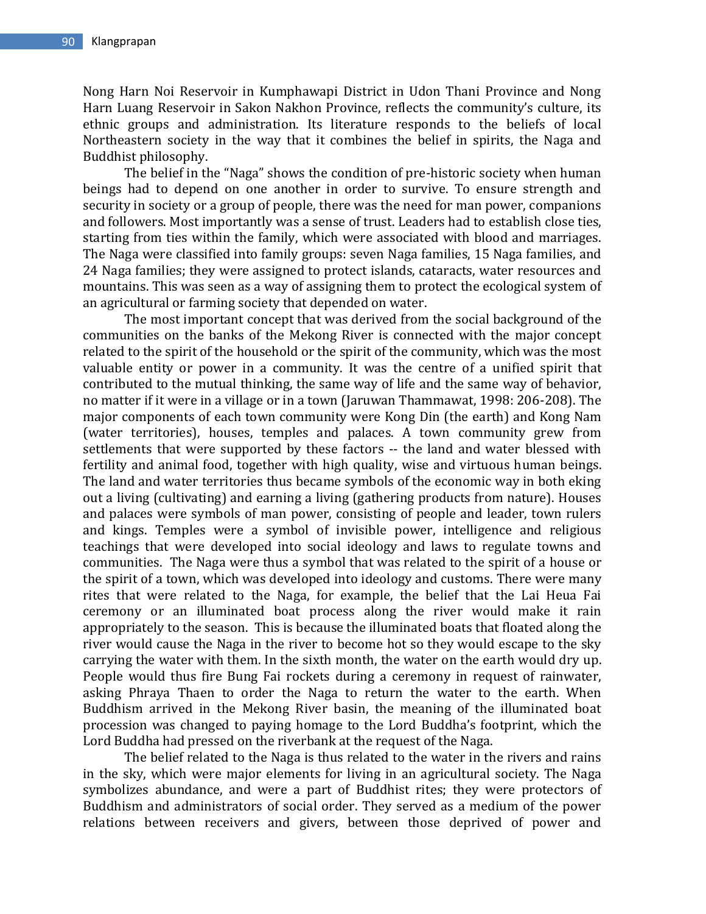Nong Harn Noi Reservoir in Kumphawapi District in Udon Thani Province and Nong Harn Luang Reservoir in Sakon Nakhon Province, reflects the community's culture, its ethnic groups and administration. Its literature responds to the beliefs of local Northeastern society in the way that it combines the belief in spirits, the Naga and Buddhist philosophy.

The belief in the "Naga" shows the condition of pre-historic society when human beings had to depend on one another in order to survive. To ensure strength and security in society or a group of people, there was the need for man power, companions and followers. Most importantly was a sense of trust. Leaders had to establish close ties, starting from ties within the family, which were associated with blood and marriages. The Naga were classified into family groups: seven Naga families, 15 Naga families, and 24 Naga families; they were assigned to protect islands, cataracts, water resources and mountains. This was seen as a way of assigning them to protect the ecological system of an agricultural or farming society that depended on water.

The most important concept that was derived from the social background of the communities on the banks of the Mekong River is connected with the major concept related to the spirit of the household or the spirit of the community, which was the most valuable entity or power in a community. It was the centre of a unified spirit that contributed to the mutual thinking, the same way of life and the same way of behavior, no matter if it were in a village or in a town (Jaruwan Thammawat, 1998: 206-208). The major components of each town community were Kong Din (the earth) and Kong Nam (water territories), houses, temples and palaces. A town community grew from settlements that were supported by these factors -- the land and water blessed with fertility and animal food, together with high quality, wise and virtuous human beings. The land and water territories thus became symbols of the economic way in both eking out a living (cultivating) and earning a living (gathering products from nature). Houses and palaces were symbols of man power, consisting of people and leader, town rulers and kings. Temples were a symbol of invisible power, intelligence and religious teachings that were developed into social ideology and laws to regulate towns and communities. The Naga were thus a symbol that was related to the spirit of a house or the spirit of a town, which was developed into ideology and customs. There were many rites that were related to the Naga, for example, the belief that the Lai Heua Fai ceremony or an illuminated boat process along the river would make it rain appropriately to the season. This is because the illuminated boats that floated along the river would cause the Naga in the river to become hot so they would escape to the sky carrying the water with them. In the sixth month, the water on the earth would dry up. People would thus fire Bung Fai rockets during a ceremony in request of rainwater, asking Phraya Thaen to order the Naga to return the water to the earth. When Buddhism arrived in the Mekong River basin, the meaning of the illuminated boat procession was changed to paying homage to the Lord Buddha's footprint, which the Lord Buddha had pressed on the riverbank at the request of the Naga.

The belief related to the Naga is thus related to the water in the rivers and rains in the sky, which were major elements for living in an agricultural society. The Naga symbolizes abundance, and were a part of Buddhist rites; they were protectors of Buddhism and administrators of social order. They served as a medium of the power relations between receivers and givers, between those deprived of power and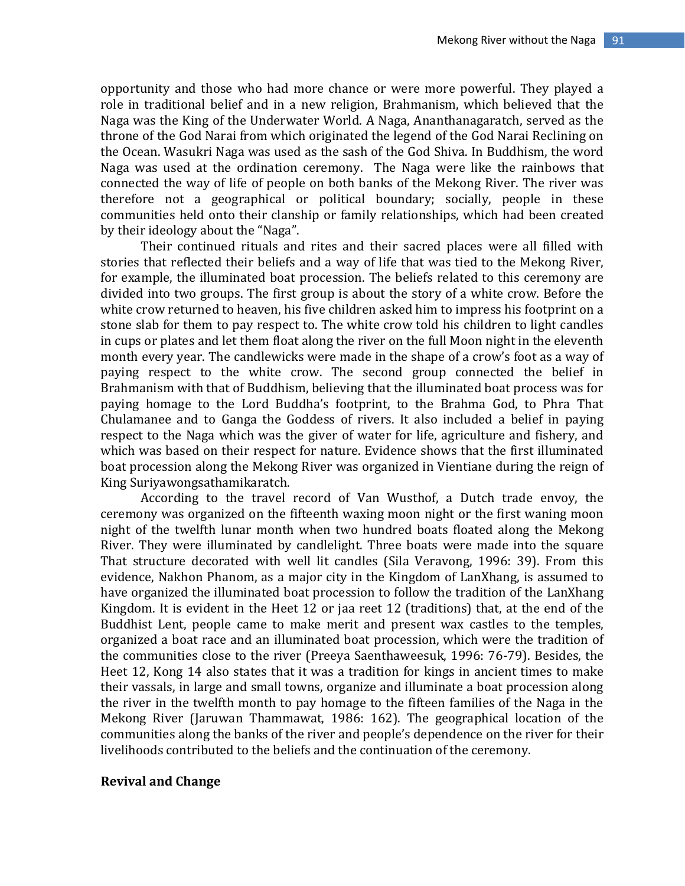opportunity and those who had more chance or were more powerful. They played a role in traditional belief and in a new religion, Brahmanism, which believed that the Naga was the King of the Underwater World. A Naga, Ananthanagaratch, served as the throne of the God Narai from which originated the legend of the God Narai Reclining on the Ocean. Wasukri Naga was used as the sash of the God Shiva. In Buddhism, the word Naga was used at the ordination ceremony. The Naga were like the rainbows that connected the way of life of people on both banks of the Mekong River. The river was therefore not a geographical or political boundary; socially, people in these communities held onto their clanship or family relationships, which had been created by their ideology about the "Naga".

Their continued rituals and rites and their sacred places were all filled with stories that reflected their beliefs and a way of life that was tied to the Mekong River, for example, the illuminated boat procession. The beliefs related to this ceremony are divided into two groups. The first group is about the story of a white crow. Before the white crow returned to heaven, his five children asked him to impress his footprint on a stone slab for them to pay respect to. The white crow told his children to light candles in cups or plates and let them float along the river on the full Moon night in the eleventh month every year. The candlewicks were made in the shape of a crow's foot as a way of paying respect to the white crow. The second group connected the belief in Brahmanism with that of Buddhism, believing that the illuminated boat process was for paying homage to the Lord Buddha's footprint, to the Brahma God, to Phra That Chulamanee and to Ganga the Goddess of rivers. It also included a belief in paying respect to the Naga which was the giver of water for life, agriculture and fishery, and which was based on their respect for nature. Evidence shows that the first illuminated boat procession along the Mekong River was organized in Vientiane during the reign of King Suriyawongsathamikaratch.

According to the travel record of Van Wusthof, a Dutch trade envoy, the ceremony was organized on the fifteenth waxing moon night or the first waning moon night of the twelfth lunar month when two hundred boats floated along the Mekong River. They were illuminated by candlelight. Three boats were made into the square That structure decorated with well lit candles (Sila Veravong, 1996: 39). From this evidence, Nakhon Phanom, as a major city in the Kingdom of LanXhang, is assumed to have organized the illuminated boat procession to follow the tradition of the LanXhang Kingdom. It is evident in the Heet 12 or jaa reet 12 (traditions) that, at the end of the Buddhist Lent, people came to make merit and present wax castles to the temples, organized a boat race and an illuminated boat procession, which were the tradition of the communities close to the river (Preeya Saenthaweesuk, 1996: 76-79). Besides, the Heet 12, Kong 14 also states that it was a tradition for kings in ancient times to make their vassals, in large and small towns, organize and illuminate a boat procession along the river in the twelfth month to pay homage to the fifteen families of the Naga in the Mekong River (Jaruwan Thammawat, 1986: 162). The geographical location of the communities along the banks of the river and people's dependence on the river for their livelihoods contributed to the beliefs and the continuation of the ceremony.

## Revival and Change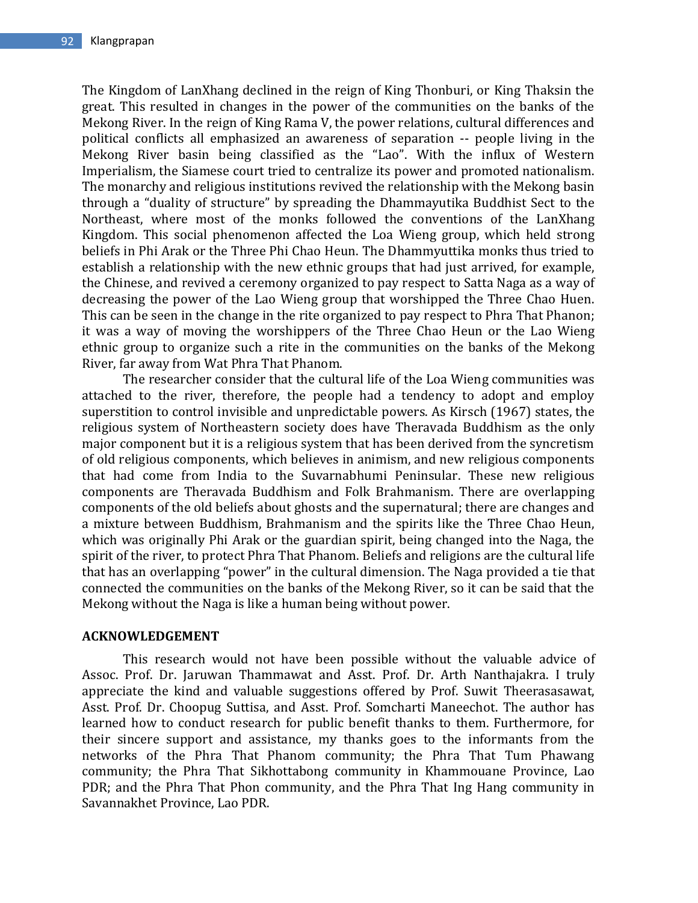The Kingdom of LanXhang declined in the reign of King Thonburi, or King Thaksin the great. This resulted in changes in the power of the communities on the banks of the Mekong River. In the reign of King Rama V, the power relations, cultural differences and political conflicts all emphasized an awareness of separation -- people living in the Mekong River basin being classified as the "Lao". With the influx of Western Imperialism, the Siamese court tried to centralize its power and promoted nationalism. The monarchy and religious institutions revived the relationship with the Mekong basin through a "duality of structure" by spreading the Dhammayutika Buddhist Sect to the Northeast, where most of the monks followed the conventions of the LanXhang Kingdom. This social phenomenon affected the Loa Wieng group, which held strong beliefs in Phi Arak or the Three Phi Chao Heun. The Dhammyuttika monks thus tried to establish a relationship with the new ethnic groups that had just arrived, for example, the Chinese, and revived a ceremony organized to pay respect to Satta Naga as a way of decreasing the power of the Lao Wieng group that worshipped the Three Chao Huen. This can be seen in the change in the rite organized to pay respect to Phra That Phanon; it was a way of moving the worshippers of the Three Chao Heun or the Lao Wieng ethnic group to organize such a rite in the communities on the banks of the Mekong River, far away from Wat Phra That Phanom.

The researcher consider that the cultural life of the Loa Wieng communities was attached to the river, therefore, the people had a tendency to adopt and employ superstition to control invisible and unpredictable powers. As Kirsch (1967) states, the religious system of Northeastern society does have Theravada Buddhism as the only major component but it is a religious system that has been derived from the syncretism of old religious components, which believes in animism, and new religious components that had come from India to the Suvarnabhumi Peninsular. These new religious components are Theravada Buddhism and Folk Brahmanism. There are overlapping components of the old beliefs about ghosts and the supernatural; there are changes and a mixture between Buddhism, Brahmanism and the spirits like the Three Chao Heun, which was originally Phi Arak or the guardian spirit, being changed into the Naga, the spirit of the river, to protect Phra That Phanom. Beliefs and religions are the cultural life that has an overlapping "power" in the cultural dimension. The Naga provided a tie that connected the communities on the banks of the Mekong River, so it can be said that the Mekong without the Naga is like a human being without power.

## ACKNOWLEDGEMENT

This research would not have been possible without the valuable advice of Assoc. Prof. Dr. Jaruwan Thammawat and Asst. Prof. Dr. Arth Nanthajakra. I truly appreciate the kind and valuable suggestions offered by Prof. Suwit Theerasasawat, Asst. Prof. Dr. Choopug Suttisa, and Asst. Prof. Somcharti Maneechot. The author has learned how to conduct research for public benefit thanks to them. Furthermore, for their sincere support and assistance, my thanks goes to the informants from the networks of the Phra That Phanom community; the Phra That Tum Phawang community; the Phra That Sikhottabong community in Khammouane Province, Lao PDR; and the Phra That Phon community, and the Phra That Ing Hang community in Savannakhet Province, Lao PDR.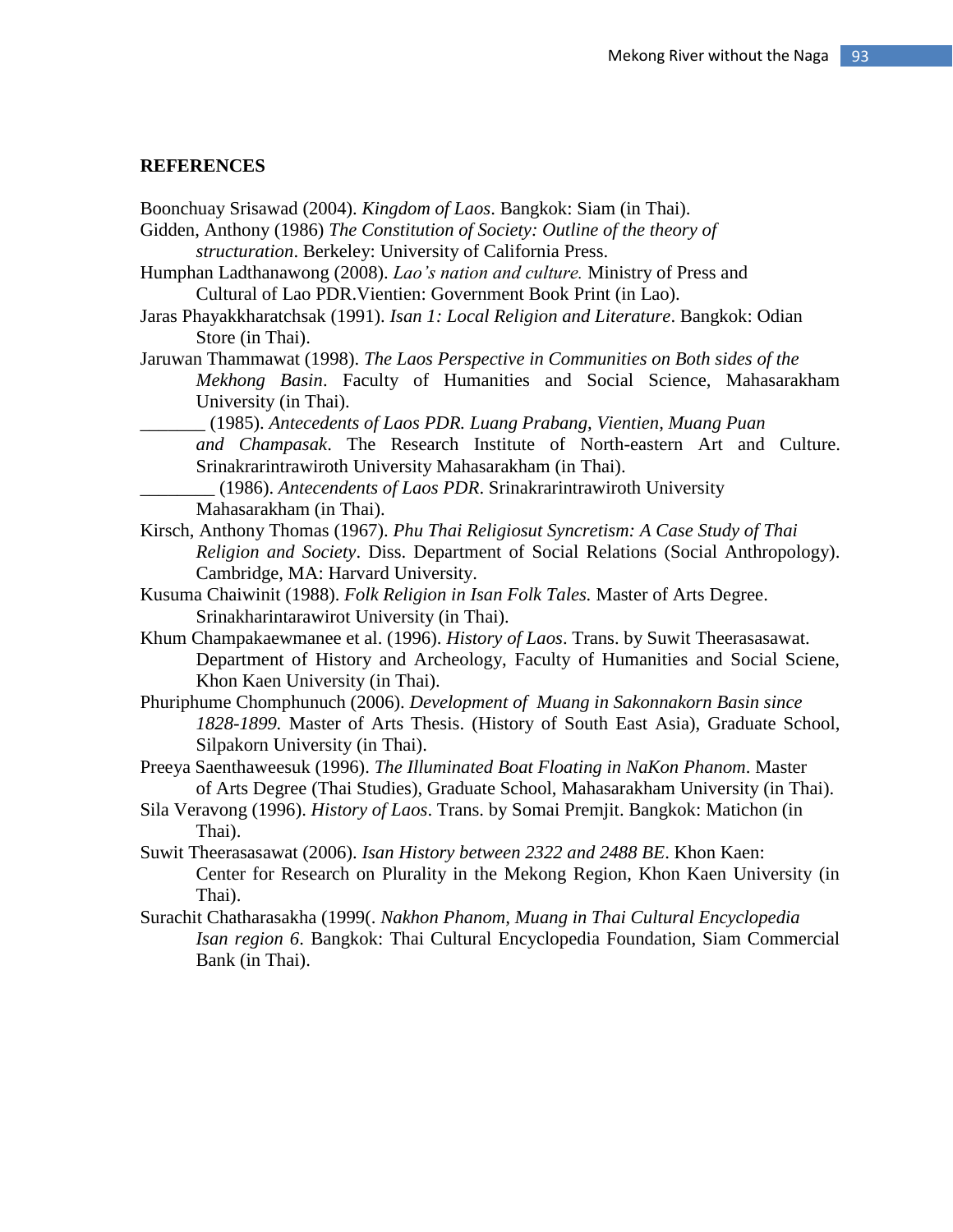## REFERENCES

Boonchuay Srisawad (2004). *Kingdom of Laos*. Bangkok: Siam (in Thai).

Gidden, Anthony (1986) *The Constitution of Society: Outline of the theory of structuration*. Berkeley: University of California Press.

Humphan Ladthanawong (2008). *Lao's nation and culture.* Ministry of Press and Cultural of Lao PDR.Vientien: Government Book Print (in Lao).

Jaras Phayakkharatchsak (1991). *Isan 1: Local Religion and Literature*. Bangkok: Odian Store (in Thai).

Jaruwan Thammawat (1998). *The Laos Perspective in Communities on Both sides of the Mekhong Basin*. Faculty of Humanities and Social Science, Mahasarakham University (in Thai).

_______ (1985). *Antecedents of Laos PDR. Luang Prabang, Vientien, Muang Puan and Champasak*. The Research Institute of North-eastern Art and Culture. Srinakrarintrawiroth University Mahasarakham (in Thai).

________ (1986). *Antecendents of Laos PDR*. Srinakrarintrawiroth University Mahasarakham (in Thai).

Kirsch, Anthony Thomas (1967). *Phu Thai Religiosut Syncretism: A Case Study of Thai Religion and Society*. Diss. Department of Social Relations (Social Anthropology). Cambridge, MA: Harvard University.

Kusuma Chaiwinit (1988). *Folk Religion in Isan Folk Tales.* Master of Arts Degree. Srinakharintarawirot University (in Thai).

Khum Champakaewmanee et al. (1996). *History of Laos*. Trans. by Suwit Theerasasawat. Department of History and Archeology, Faculty of Humanities and Social Sciene, Khon Kaen University (in Thai).

Phuriphume Chomphunuch (2006). *Development of Muang in Sakonnakorn Basin since 1828-1899.* Master of Arts Thesis. (History of South East Asia), Graduate School, Silpakorn University (in Thai).

Preeya Saenthaweesuk (1996). *The Illuminated Boat Floating in NaKon Phanom*. Master of Arts Degree (Thai Studies), Graduate School, Mahasarakham University (in Thai).

Sila Veravong (1996). *History of Laos*. Trans. by Somai Premjit. Bangkok: Matichon (in Thai).

Suwit Theerasasawat (2006). *Isan History between 2322 and 2488 BE*. Khon Kaen: Center for Research on Plurality in the Mekong Region, Khon Kaen University (in Thai).

Surachit Chatharasakha (1999(. *Nakhon Phanom, Muang in Thai Cultural Encyclopedia Isan region 6*. Bangkok: Thai Cultural Encyclopedia Foundation, Siam Commercial Bank (in Thai).